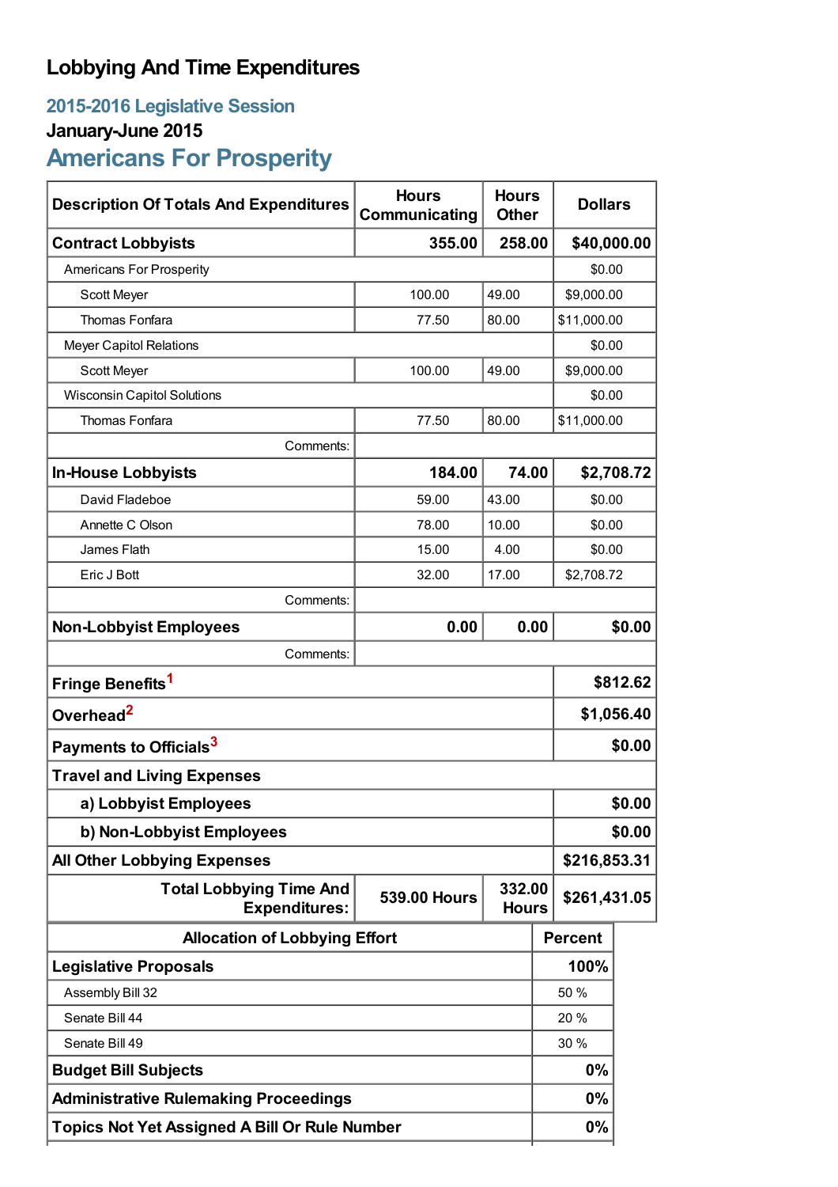# Lobbying And Time Expenditures

## 2015-2016 Legislative Session

### January-June 2015

## Americans For Prosperity

| Description Of Totals And Expenditures | Hours Communicating | Hours Other | Dollars |
|---|---|---|---|
| **Contract Lobbyists** | **355.00** | **258.00** | **$40,000.00** |
| Americans For Prosperity | | | $0.00 |
| Scott Meyer | 100.00 | 49.00 | $9,000.00 |
| Thomas Fonfara | 77.50 | 80.00 | $11,000.00 |
| Meyer Capitol Relations | | | $0.00 |
| Scott Meyer | 100.00 | 49.00 | $9,000.00 |
| Wisconsin Capitol Solutions | | | $0.00 |
| Thomas Fonfara | 77.50 | 80.00 | $11,000.00 |
| Comments: | | | |
| **In-House Lobbyists** | **184.00** | **74.00** | **$2,708.72** |
| David Fladeboe | 59.00 | 43.00 | $0.00 |
| Annette C Olson | 78.00 | 10.00 | $0.00 |
| James Flath | 15.00 | 4.00 | $0.00 |
| Eric J Bott | 32.00 | 17.00 | $2,708.72 |
| Comments: | | | |
| **Non-Lobbyist Employees** | **0.00** | **0.00** | **$0.00** |
| Comments: | | | |
| **Fringe Benefits**[1] | | | **$812.62** |
| **Overhead**[2] | | | **$1,056.40** |
| **Payments to Officials**[3] | | | **$0.00** |
| **Travel and Living Expenses** | | | |
| **a) Lobbyist Employees** | | | **$0.00** |
| **b) Non-Lobbyist Employees** | | | **$0.00** |
| **All Other Lobbying Expenses** | | | **$216,853.31** |
| **Total Lobbying Time And Expenditures:** | **539.00 Hours** | **332.00 Hours** | **$261,431.05** |

| Allocation of Lobbying Effort | Percent |
|---|---|
| **Legislative Proposals** | **100%** |
| Assembly Bill 32 | 50 % |
| Senate Bill 44 | 20 % |
| Senate Bill 49 | 30 % |
| **Budget Bill Subjects** | **0%** |
| **Administrative Rulemaking Proceedings** | **0%** |
| **Topics Not Yet Assigned A Bill Or Rule Number** | **0%** |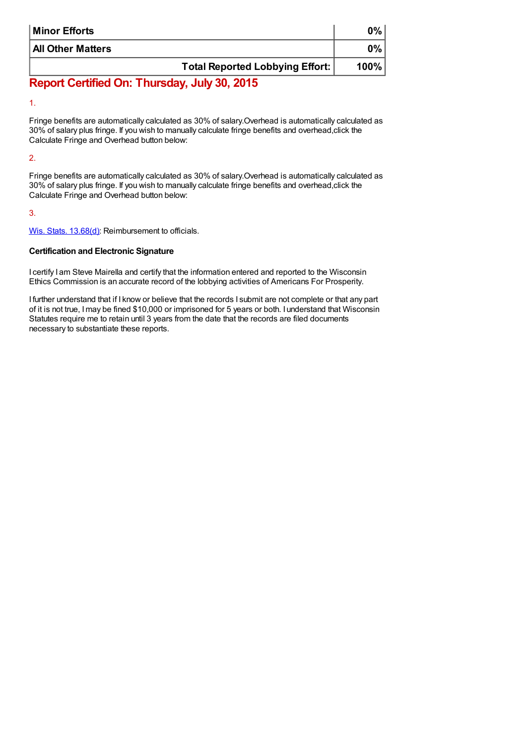| | |
|---|---|
| **Minor Efforts** | **0%** |
| **All Other Matters** | **0%** |
| **Total Reported Lobbying Effort:** | **100%** |

## Report Certified On: Thursday, July 30, 2015

1.

Fringe benefits are automatically calculated as 30% of salary.Overhead is automatically calculated as 30% of salary plus fringe. If you wish to manually calculate fringe benefits and overhead,click the Calculate Fringe and Overhead button below:

2.

Fringe benefits are automatically calculated as 30% of salary.Overhead is automatically calculated as 30% of salary plus fringe. If you wish to manually calculate fringe benefits and overhead,click the Calculate Fringe and Overhead button below:

3.

Wis. Stats. 13.68(d): Reimbursement to officials.

**Certification and Electronic Signature**

I certify I am Steve Mairella and certify that the information entered and reported to the Wisconsin Ethics Commission is an accurate record of the lobbying activities of Americans For Prosperity.

I further understand that if I know or believe that the records I submit are not complete or that any part of it is not true, I may be fined $10,000 or imprisoned for 5 years or both. I understand that Wisconsin Statutes require me to retain until 3 years from the date that the records are filed documents necessary to substantiate these reports.